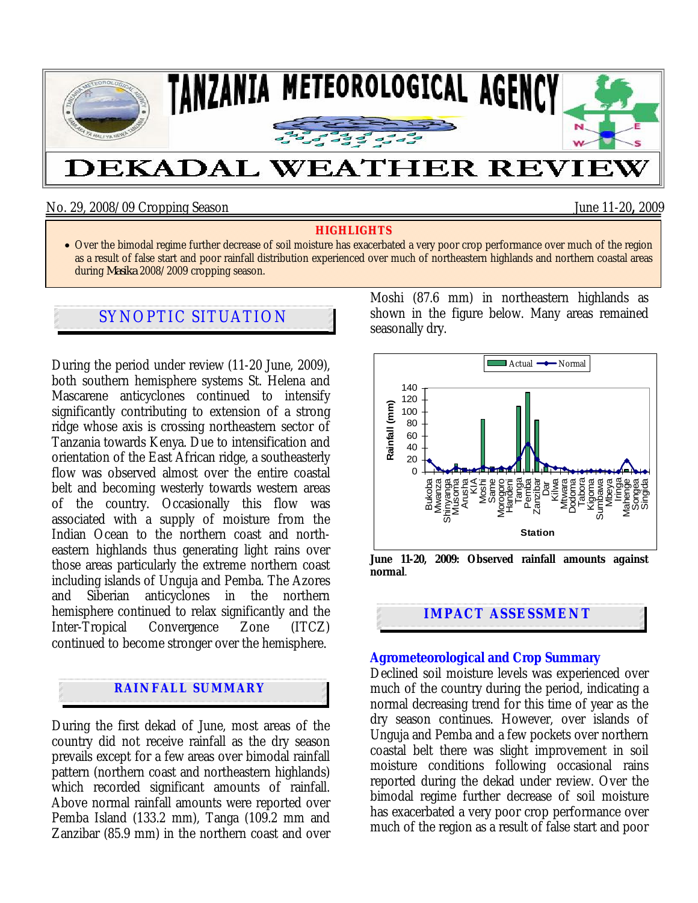# TANZANIA METEOROLOGICAL AGENCY

# DEKADAL WEATHER REVIEW

No. 29, 2008/09 Cropping Season June 11-20, 2009

**HIGHLIGHTS**

- Over the bimodal regime further decrease of soil moisture has exacerbated a very poor crop performance over much of the region as a result of false start and poor rainfall distribution experienced over much of northeastern highlands and northern coastal areas during *Masika* 2008/2009 cropping season.

## SYNOPTIC SITUATION

During the period under review (11-20 June, 2009), both southern hemisphere systems St. Helena and Mascarene anticyclones continued to intensify significantly contributing to extension of a strong ridge whose axis is crossing northeastern sector of Tanzania towards Kenya. Due to intensification and orientation of the East African ridge, a southeasterly flow was observed almost over the entire coastal belt and becoming westerly towards western areas of the country. Occasionally this flow was associated with a supply of moisture from the Indian Ocean to the northern coast and north-eastern highlands thus generating light rains over those areas particularly the extreme northern coast including islands of Unguja and Pemba. The Azores and Siberian anticyclones in the northern hemisphere continued to relax significantly and the Inter-Tropical Convergence Zone (ITCZ) continued to become stronger over the hemisphere.

## RAINFALL SUMMARY

During the first dekad of June, most areas of the country did not receive rainfall as the dry season prevails except for a few areas over bimodal rainfall pattern (northern coast and northeastern highlands) which recorded significant amounts of rainfall. Above normal rainfall amounts were reported over Pemba Island (133.2 mm), Tanga (109.2 mm and Zanzibar (85.9 mm) in the northern coast and over Moshi (87.6 mm) in northeastern highlands as shown in the figure below. Many areas remained seasonally dry.

**June 11-20, 2009: Observed rainfall amounts against normal**.

## IMPACT ASSESSMENT

### Agrometeorological and Crop Summary

Declined soil moisture levels was experienced over much of the country during the period, indicating a normal decreasing trend for this time of year as the dry season continues. However, over islands of Unguja and Pemba and a few pockets over northern coastal belt there was slight improvement in soil moisture conditions following occasional rains reported during the dekad under review. Over the bimodal regime further decrease of soil moisture has exacerbated a very poor crop performance over much of the region as a result of false start and poor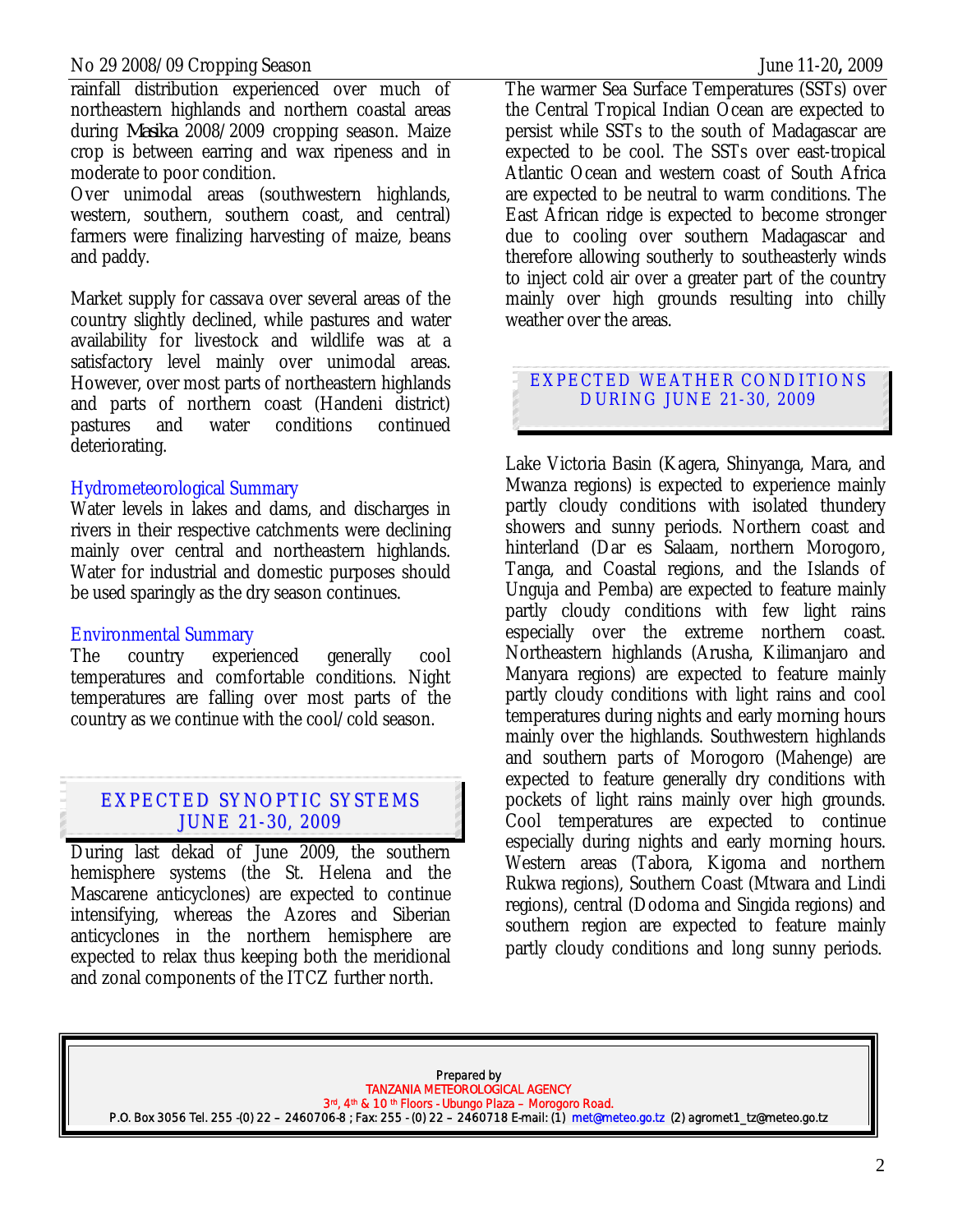rainfall distribution experienced over much of northeastern highlands and northern coastal areas during *Masika* 2008/2009 cropping season. Maize crop is between earring and wax ripeness and in moderate to poor condition.

Over unimodal areas (southwestern highlands, western, southern, southern coast, and central) farmers were finalizing harvesting of maize, beans and paddy.

Market supply for cassava over several areas of the country slightly declined, while pastures and water availability for livestock and wildlife was at a satisfactory level mainly over unimodal areas. However, over most parts of northeastern highlands and parts of northern coast (Handeni district) pastures and water conditions continued deteriorating.

### Hydrometeorological Summary

Water levels in lakes and dams, and discharges in rivers in their respective catchments were declining mainly over central and northeastern highlands. Water for industrial and domestic purposes should be used sparingly as the dry season continues.

### Environmental Summary

The country experienced generally cool temperatures and comfortable conditions. Night temperatures are falling over most parts of the country as we continue with the cool/cold season.

## EXPECTED SYNOPTIC SYSTEMS JUNE 21-30, 2009

During last dekad of June 2009, the southern hemisphere systems (the St. Helena and the Mascarene anticyclones) are expected to continue intensifying, whereas the Azores and Siberian anticyclones in the northern hemisphere are expected to relax thus keeping both the meridional and zonal components of the ITCZ further north.

The warmer Sea Surface Temperatures (SSTs) over the Central Tropical Indian Ocean are expected to persist while SSTs to the south of Madagascar are expected to be cool. The SSTs over east-tropical Atlantic Ocean and western coast of South Africa are expected to be neutral to warm conditions. The East African ridge is expected to become stronger due to cooling over southern Madagascar and therefore allowing southerly to southeasterly winds to inject cold air over a greater part of the country mainly over high grounds resulting into chilly weather over the areas.

## EXPECTED WEATHER CONDITIONS DURING JUNE 21-30, 2009

Lake Victoria Basin (Kagera, Shinyanga, Mara, and Mwanza regions) is expected to experience mainly partly cloudy conditions with isolated thundery showers and sunny periods. Northern coast and hinterland (Dar es Salaam, northern Morogoro, Tanga, and Coastal regions, and the Islands of Unguja and Pemba) are expected to feature mainly partly cloudy conditions with few light rains especially over the extreme northern coast. Northeastern highlands (Arusha, Kilimanjaro and Manyara regions) are expected to feature mainly partly cloudy conditions with light rains and cool temperatures during nights and early morning hours mainly over the highlands. Southwestern highlands and southern parts of Morogoro (Mahenge) are expected to feature generally dry conditions with pockets of light rains mainly over high grounds. Cool temperatures are expected to continue especially during nights and early morning hours. Western areas (Tabora, Kigoma and northern Rukwa regions), Southern Coast (Mtwara and Lindi regions), central (Dodoma and Singida regions) and southern region are expected to feature mainly partly cloudy conditions and long sunny periods.

Prepared by
TANZANIA METEOROLOGICAL AGENCY
3rd, 4th & 10th Floors - Ubungo Plaza – Morogoro Road.
P.O. Box 3056 Tel. 255 -(0) 22 – 2460706-8 ; Fax: 255 - (0) 22 – 2460718 E-mail: (1) met@meteo.go.tz (2) agromet1_tz@meteo.go.tz